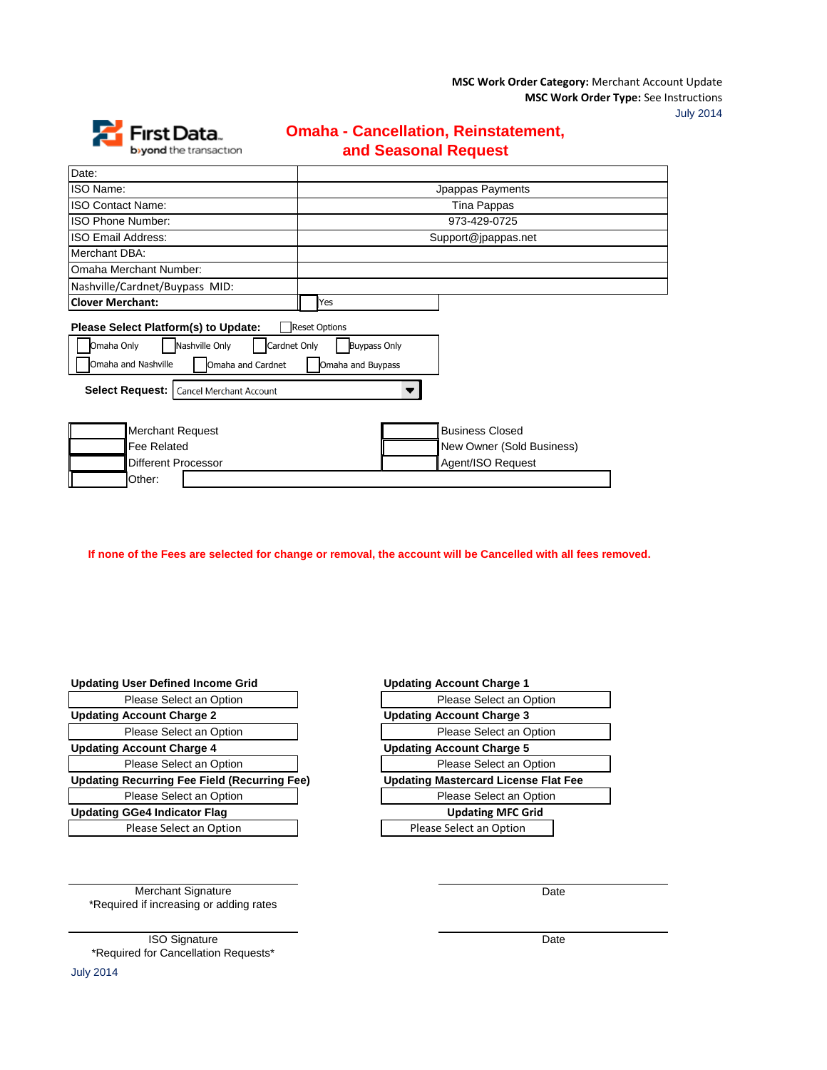**MSC Work Order Category:** Merchant Account Update
**MSC Work Order Type:** See Instructions
July 2014

First Data. beyond the transaction

# Omaha - Cancellation, Reinstatement, and Seasonal Request

| | |
|---|---|
| Date: | |
| ISO Name: | Jpappas Payments |
| ISO Contact Name: | Tina Pappas |
| ISO Phone Number: | 973-429-0725 |
| ISO Email Address: | Support@jpappas.net |
| Merchant DBA: | |
| Omaha Merchant Number: | |
| Nashville/Cardnet/Buypass MID: | |
| **Clover Merchant:** | ☐ Yes |

**Please Select Platform(s) to Update:** ☐ Reset Options

☐ Omaha Only ☐ Nashville Only ☐ Cardnet Only ☐ Buypass Only
☐ Omaha and Nashville ☐ Omaha and Cardnet ☐ Omaha and Buypass

**Select Request:** Cancel Merchant Account

☐ Merchant Request
☐ Fee Related
☐ Different Processor
☐ Other:

☐ Business Closed
☐ New Owner (Sold Business)
☐ Agent/ISO Request

**If none of the Fees are selected for change or removal, the account will be Cancelled with all fees removed.**

| | |
|---|---|
| **Updating User Defined Income Grid** | **Updating Account Charge 1** |
| Please Select an Option | Please Select an Option |
| **Updating Account Charge 2** | **Updating Account Charge 3** |
| Please Select an Option | Please Select an Option |
| **Updating Account Charge 4** | **Updating Account Charge 5** |
| Please Select an Option | Please Select an Option |
| **Updating Recurring Fee Field (Recurring Fee)** | **Updating Mastercard License Flat Fee** |
| Please Select an Option | Please Select an Option |
| **Updating GGe4 Indicator Flag** | **Updating MFC Grid** |
| Please Select an Option | Please Select an Option |

Merchant Signature
*Required if increasing or adding rates

Date

ISO Signature
*Required for Cancellation Requests*

Date

July 2014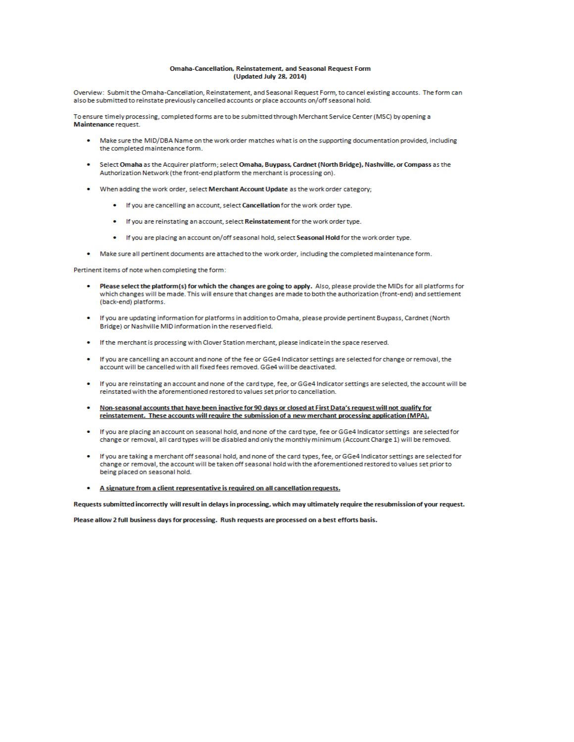**Omaha-Cancellation, Reinstatement, and Seasonal Request Form**
**(Updated July 28, 2014)**

Overview: Submit the Omaha-Cancellation, Reinstatement, and Seasonal Request Form, to cancel existing accounts. The form can also be submitted to reinstate previously cancelled accounts or place accounts on/off seasonal hold.

To ensure timely processing, completed forms are to be submitted through Merchant Service Center (MSC) by opening a **Maintenance** request.

- Make sure the MID/DBA Name on the work order matches what is on the supporting documentation provided, including the completed maintenance form.
- Select **Omaha** as the Acquirer platform; select **Omaha, Buypass, Cardnet (North Bridge), Nashville, or Compass** as the Authorization Network (the front-end platform the merchant is processing on).
- When adding the work order, select **Merchant Account Update** as the work order category;
  - If you are cancelling an account, select **Cancellation** for the work order type.
  - If you are reinstating an account, select **Reinstatement** for the work order type.
  - If you are placing an account on/off seasonal hold, select **Seasonal Hold** for the work order type.
- Make sure all pertinent documents are attached to the work order, including the completed maintenance form.

Pertinent items of note when completing the form:

- **Please select the platform(s) for which the changes are going to apply.** Also, please provide the MIDs for all platforms for which changes will be made. This will ensure that changes are made to both the authorization (front-end) and settlement (back-end) platforms.
- If you are updating information for platforms in addition to Omaha, please provide pertinent Buypass, Cardnet (North Bridge) or Nashville MID information in the reserved field.
- If the merchant is processing with Clover Station merchant, please indicate in the space reserved.
- If you are cancelling an account and none of the fee or GGe4 Indicator settings are selected for change or removal, the account will be cancelled with all fixed fees removed. GGe4 will be deactivated.
- If you are reinstating an account and none of the card type, fee, or GGe4 Indicator settings are selected, the account will be reinstated with the aforementioned restored to values set prior to cancellation.
- <u>Non-seasonal accounts that have been inactive for 90 days or closed at First Data's request will not qualify for reinstatement. These accounts will require the submission of a new merchant processing application (MPA).</u>
- If you are placing an account on seasonal hold, and none of the card type, fee or GGe4 Indicator settings are selected for change or removal, all card types will be disabled and only the monthly minimum (Account Charge 1) will be removed.
- If you are taking a merchant off seasonal hold, and none of the card types, fee, or GGe4 Indicator settings are selected for change or removal, the account will be taken off seasonal hold with the aforementioned restored to values set prior to being placed on seasonal hold.
- <u>A signature from a client representative is required on all cancellation requests.</u>

**Requests submitted incorrectly will result in delays in processing, which may ultimately require the resubmission of your request.**

**Please allow 2 full business days for processing. Rush requests are processed on a best efforts basis.**